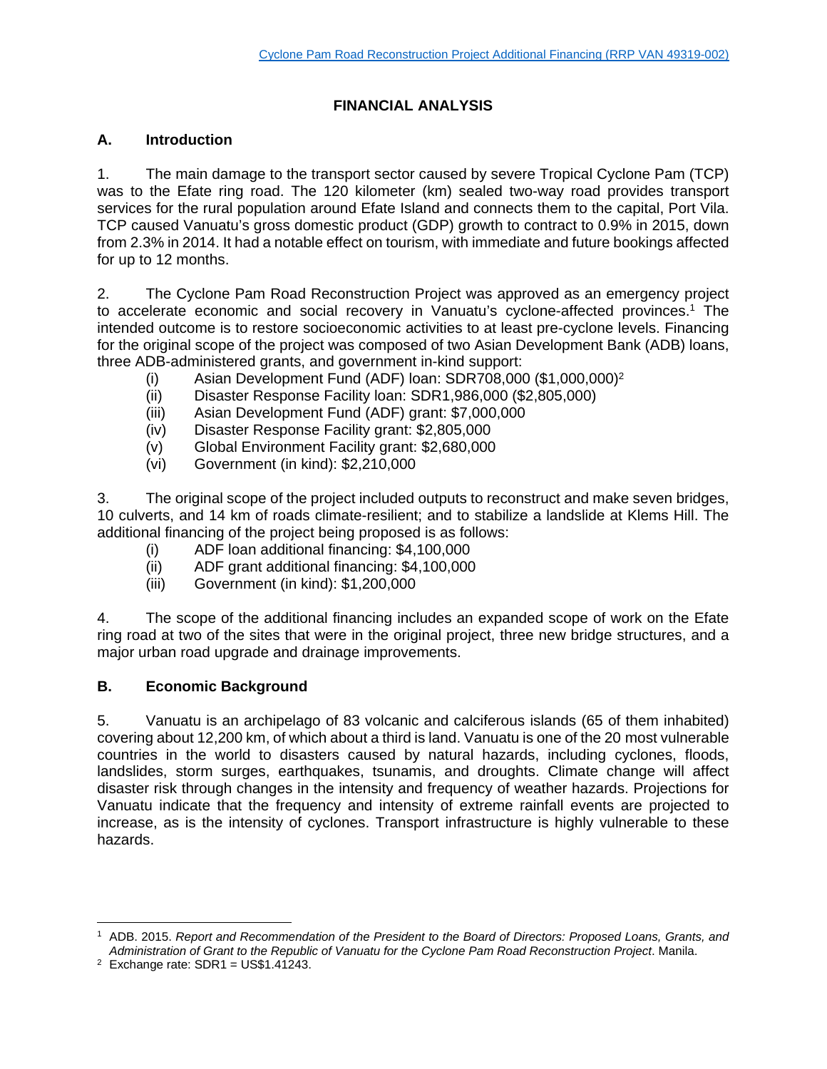# FINANCIAL ANALYSIS

## A. Introduction

1. The main damage to the transport sector caused by severe Tropical Cyclone Pam (TCP) was to the Efate ring road. The 120 kilometer (km) sealed two-way road provides transport services for the rural population around Efate Island and connects them to the capital, Port Vila. TCP caused Vanuatu's gross domestic product (GDP) growth to contract to 0.9% in 2015, down from 2.3% in 2014. It had a notable effect on tourism, with immediate and future bookings affected for up to 12 months.

2. The Cyclone Pam Road Reconstruction Project was approved as an emergency project to accelerate economic and social recovery in Vanuatu's cyclone-affected provinces.[1] The intended outcome is to restore socioeconomic activities to at least pre-cyclone levels. Financing for the original scope of the project was composed of two Asian Development Bank (ADB) loans, three ADB-administered grants, and government in-kind support:

(i) Asian Development Fund (ADF) loan: SDR708,000 ($1,000,000)[2]
(ii) Disaster Response Facility loan: SDR1,986,000 ($2,805,000)
(iii) Asian Development Fund (ADF) grant: $7,000,000
(iv) Disaster Response Facility grant: $2,805,000
(v) Global Environment Facility grant: $2,680,000
(vi) Government (in kind): $2,210,000

3. The original scope of the project included outputs to reconstruct and make seven bridges, 10 culverts, and 14 km of roads climate-resilient; and to stabilize a landslide at Klems Hill. The additional financing of the project being proposed is as follows:

(i) ADF loan additional financing: $4,100,000
(ii) ADF grant additional financing: $4,100,000
(iii) Government (in kind): $1,200,000

4. The scope of the additional financing includes an expanded scope of work on the Efate ring road at two of the sites that were in the original project, three new bridge structures, and a major urban road upgrade and drainage improvements.

## B. Economic Background

5. Vanuatu is an archipelago of 83 volcanic and calciferous islands (65 of them inhabited) covering about 12,200 km, of which about a third is land. Vanuatu is one of the 20 most vulnerable countries in the world to disasters caused by natural hazards, including cyclones, floods, landslides, storm surges, earthquakes, tsunamis, and droughts. Climate change will affect disaster risk through changes in the intensity and frequency of weather hazards. Projections for Vanuatu indicate that the frequency and intensity of extreme rainfall events are projected to increase, as is the intensity of cyclones. Transport infrastructure is highly vulnerable to these hazards.

---

[1] ADB. 2015. *Report and Recommendation of the President to the Board of Directors: Proposed Loans, Grants, and Administration of Grant to the Republic of Vanuatu for the Cyclone Pam Road Reconstruction Project*. Manila.

[2] Exchange rate: SDR1 = US$1.41243.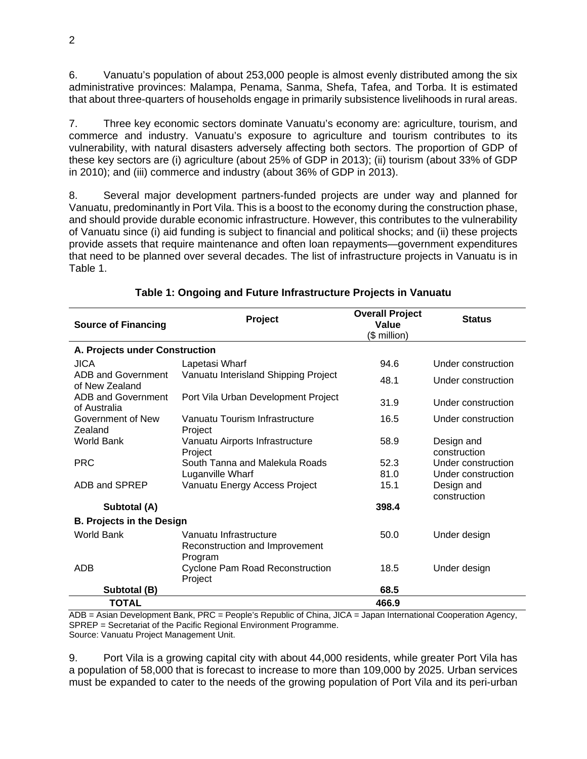6. Vanuatu's population of about 253,000 people is almost evenly distributed among the six administrative provinces: Malampa, Penama, Sanma, Shefa, Tafea, and Torba. It is estimated that about three-quarters of households engage in primarily subsistence livelihoods in rural areas.

7. Three key economic sectors dominate Vanuatu's economy are: agriculture, tourism, and commerce and industry. Vanuatu's exposure to agriculture and tourism contributes to its vulnerability, with natural disasters adversely affecting both sectors. The proportion of GDP of these key sectors are (i) agriculture (about 25% of GDP in 2013); (ii) tourism (about 33% of GDP in 2010); and (iii) commerce and industry (about 36% of GDP in 2013).

8. Several major development partners-funded projects are under way and planned for Vanuatu, predominantly in Port Vila. This is a boost to the economy during the construction phase, and should provide durable economic infrastructure. However, this contributes to the vulnerability of Vanuatu since (i) aid funding is subject to financial and political shocks; and (ii) these projects provide assets that require maintenance and often loan repayments—government expenditures that need to be planned over several decades. The list of infrastructure projects in Vanuatu is in Table 1.

**Table 1: Ongoing and Future Infrastructure Projects in Vanuatu**

| Source of Financing | Project | Overall Project Value ($ million) | Status |
|---|---|---|---|
| **A. Projects under Construction** | | | |
| JICA | Lapetasi Wharf | 94.6 | Under construction |
| ADB and Government of New Zealand | Vanuatu Interisland Shipping Project | 48.1 | Under construction |
| ADB and Government of Australia | Port Vila Urban Development Project | 31.9 | Under construction |
| Government of New Zealand | Vanuatu Tourism Infrastructure Project | 16.5 | Under construction |
| World Bank | Vanuatu Airports Infrastructure Project | 58.9 | Design and construction |
| PRC | South Tanna and Malekula Roads | 52.3 | Under construction |
| | Luganville Wharf | 81.0 | Under construction |
| ADB and SPREP | Vanuatu Energy Access Project | 15.1 | Design and construction |
| **Subtotal (A)** | | **398.4** | |
| **B. Projects in the Design** | | | |
| World Bank | Vanuatu Infrastructure Reconstruction and Improvement Program | 50.0 | Under design |
| ADB | Cyclone Pam Road Reconstruction Project | 18.5 | Under design |
| **Subtotal (B)** | | **68.5** | |
| **TOTAL** | | **466.9** | |

ADB = Asian Development Bank, PRC = People's Republic of China, JICA = Japan International Cooperation Agency, SPREP = Secretariat of the Pacific Regional Environment Programme.
Source: Vanuatu Project Management Unit.

9. Port Vila is a growing capital city with about 44,000 residents, while greater Port Vila has a population of 58,000 that is forecast to increase to more than 109,000 by 2025. Urban services must be expanded to cater to the needs of the growing population of Port Vila and its peri-urban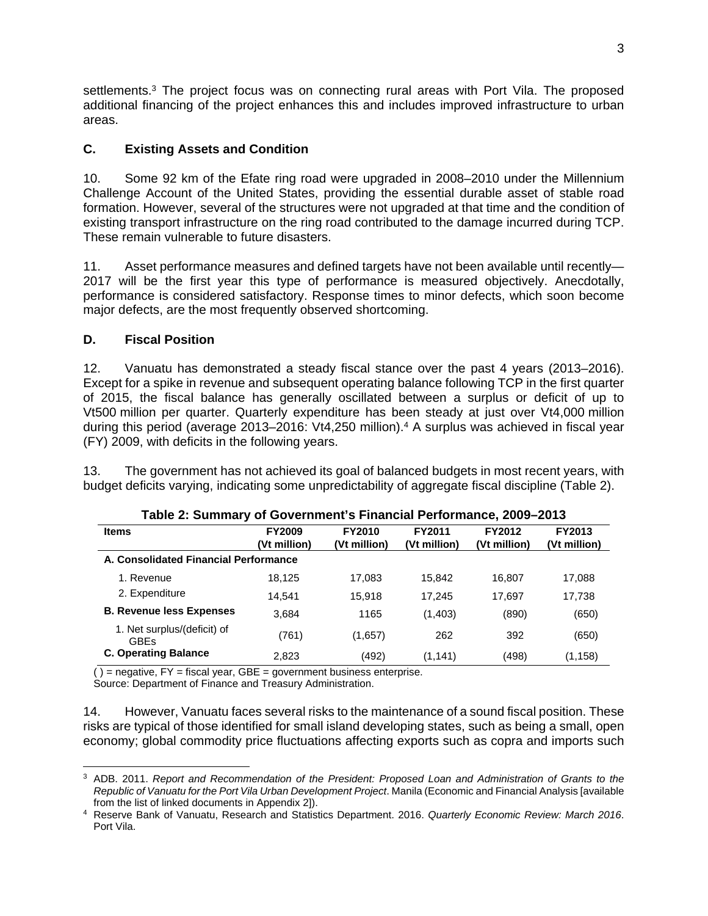settlements.[3] The project focus was on connecting rural areas with Port Vila. The proposed additional financing of the project enhances this and includes improved infrastructure to urban areas.

### C. Existing Assets and Condition

10. Some 92 km of the Efate ring road were upgraded in 2008–2010 under the Millennium Challenge Account of the United States, providing the essential durable asset of stable road formation. However, several of the structures were not upgraded at that time and the condition of existing transport infrastructure on the ring road contributed to the damage incurred during TCP. These remain vulnerable to future disasters.

11. Asset performance measures and defined targets have not been available until recently—2017 will be the first year this type of performance is measured objectively. Anecdotally, performance is considered satisfactory. Response times to minor defects, which soon become major defects, are the most frequently observed shortcoming.

### D. Fiscal Position

12. Vanuatu has demonstrated a steady fiscal stance over the past 4 years (2013–2016). Except for a spike in revenue and subsequent operating balance following TCP in the first quarter of 2015, the fiscal balance has generally oscillated between a surplus or deficit of up to Vt500 million per quarter. Quarterly expenditure has been steady at just over Vt4,000 million during this period (average 2013–2016: Vt4,250 million).[4] A surplus was achieved in fiscal year (FY) 2009, with deficits in the following years.

13. The government has not achieved its goal of balanced budgets in most recent years, with budget deficits varying, indicating some unpredictability of aggregate fiscal discipline (Table 2).

**Table 2: Summary of Government's Financial Performance, 2009–2013**

| Items | FY2009 (Vt million) | FY2010 (Vt million) | FY2011 (Vt million) | FY2012 (Vt million) | FY2013 (Vt million) |
|---|---|---|---|---|---|
| **A. Consolidated Financial Performance** | | | | | |
| 1. Revenue | 18,125 | 17,083 | 15,842 | 16,807 | 17,088 |
| 2. Expenditure | 14,541 | 15,918 | 17,245 | 17,697 | 17,738 |
| **B. Revenue less Expenses** | 3,684 | 1165 | (1,403) | (890) | (650) |
| 1. Net surplus/(deficit) of GBEs | (761) | (1,657) | 262 | 392 | (650) |
| **C. Operating Balance** | 2,823 | (492) | (1,141) | (498) | (1,158) |

( ) = negative, FY = fiscal year, GBE = government business enterprise.
Source: Department of Finance and Treasury Administration.

14. However, Vanuatu faces several risks to the maintenance of a sound fiscal position. These risks are typical of those identified for small island developing states, such as being a small, open economy; global commodity price fluctuations affecting exports such as copra and imports such

---

[3] ADB. 2011. *Report and Recommendation of the President: Proposed Loan and Administration of Grants to the Republic of Vanuatu for the Port Vila Urban Development Project*. Manila (Economic and Financial Analysis [available from the list of linked documents in Appendix 2]).

[4] Reserve Bank of Vanuatu, Research and Statistics Department. 2016. *Quarterly Economic Review: March 2016*. Port Vila.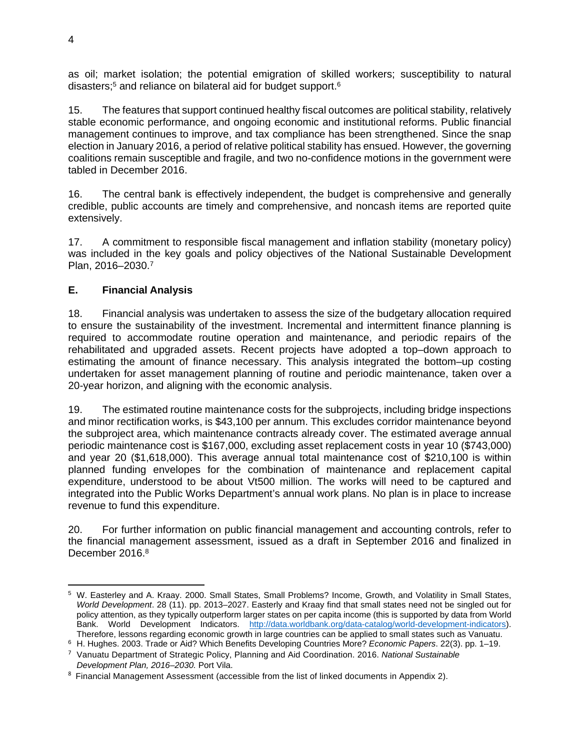as oil; market isolation; the potential emigration of skilled workers; susceptibility to natural disasters;[5] and reliance on bilateral aid for budget support.[6]

15. The features that support continued healthy fiscal outcomes are political stability, relatively stable economic performance, and ongoing economic and institutional reforms. Public financial management continues to improve, and tax compliance has been strengthened. Since the snap election in January 2016, a period of relative political stability has ensued. However, the governing coalitions remain susceptible and fragile, and two no-confidence motions in the government were tabled in December 2016.

16. The central bank is effectively independent, the budget is comprehensive and generally credible, public accounts are timely and comprehensive, and noncash items are reported quite extensively.

17. A commitment to responsible fiscal management and inflation stability (monetary policy) was included in the key goals and policy objectives of the National Sustainable Development Plan, 2016–2030.[7]

## E. Financial Analysis

18. Financial analysis was undertaken to assess the size of the budgetary allocation required to ensure the sustainability of the investment. Incremental and intermittent finance planning is required to accommodate routine operation and maintenance, and periodic repairs of the rehabilitated and upgraded assets. Recent projects have adopted a top–down approach to estimating the amount of finance necessary. This analysis integrated the bottom–up costing undertaken for asset management planning of routine and periodic maintenance, taken over a 20-year horizon, and aligning with the economic analysis.

19. The estimated routine maintenance costs for the subprojects, including bridge inspections and minor rectification works, is $43,100 per annum. This excludes corridor maintenance beyond the subproject area, which maintenance contracts already cover. The estimated average annual periodic maintenance cost is $167,000, excluding asset replacement costs in year 10 ($743,000) and year 20 ($1,618,000). This average annual total maintenance cost of $210,100 is within planned funding envelopes for the combination of maintenance and replacement capital expenditure, understood to be about Vt500 million. The works will need to be captured and integrated into the Public Works Department's annual work plans. No plan is in place to increase revenue to fund this expenditure.

20. For further information on public financial management and accounting controls, refer to the financial management assessment, issued as a draft in September 2016 and finalized in December 2016.[8]

---

[5] W. Easterley and A. Kraay. 2000. Small States, Small Problems? Income, Growth, and Volatility in Small States, *World Development*. 28 (11). pp. 2013–2027. Easterly and Kraay find that small states need not be singled out for policy attention, as they typically outperform larger states on per capita income (this is supported by data from World Bank. World Development Indicators. http://data.worldbank.org/data-catalog/world-development-indicators). Therefore, lessons regarding economic growth in large countries can be applied to small states such as Vanuatu.

[6] H. Hughes. 2003. Trade or Aid? Which Benefits Developing Countries More? *Economic Papers*. 22(3). pp. 1–19.

[7] Vanuatu Department of Strategic Policy, Planning and Aid Coordination. 2016. *National Sustainable Development Plan, 2016–2030.* Port Vila.

[8] Financial Management Assessment (accessible from the list of linked documents in Appendix 2).